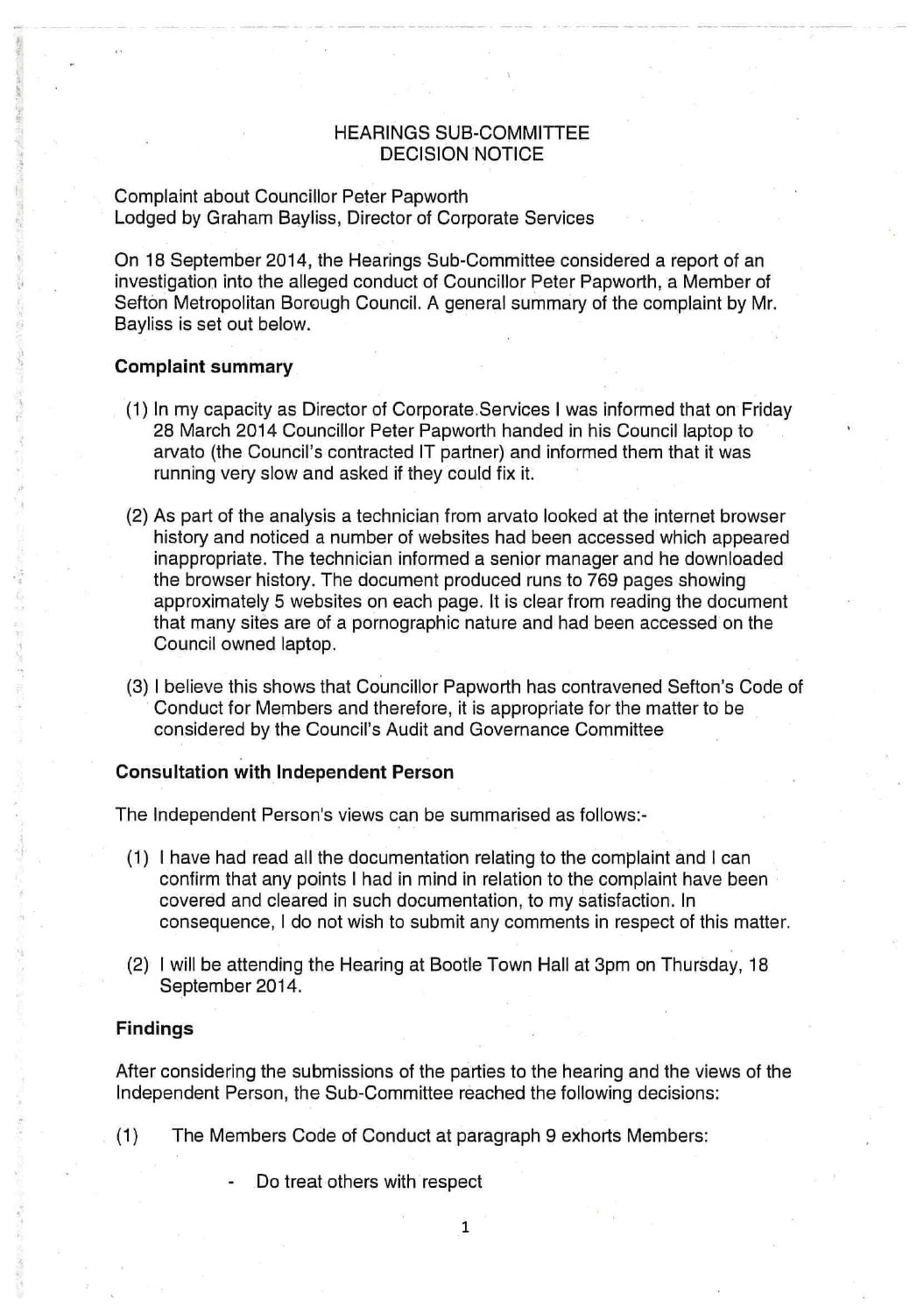# HEARINGS SUB-COMMITTEE
# DECISION NOTICE

Complaint about Councillor Peter Papworth
Lodged by Graham Bayliss, Director of Corporate Services

On 18 September 2014, the Hearings Sub-Committee considered a report of an investigation into the alleged conduct of Councillor Peter Papworth, a Member of Sefton Metropolitan Borough Council. A general summary of the complaint by Mr. Bayliss is set out below.

**Complaint summary**

(1) In my capacity as Director of Corporate Services I was informed that on Friday 28 March 2014 Councillor Peter Papworth handed in his Council laptop to arvato (the Council's contracted IT partner) and informed them that it was running very slow and asked if they could fix it.

(2) As part of the analysis a technician from arvato looked at the internet browser history and noticed a number of websites had been accessed which appeared inappropriate. The technician informed a senior manager and he downloaded the browser history. The document produced runs to 769 pages showing approximately 5 websites on each page. It is clear from reading the document that many sites are of a pornographic nature and had been accessed on the Council owned laptop.

(3) I believe this shows that Councillor Papworth has contravened Sefton's Code of Conduct for Members and therefore, it is appropriate for the matter to be considered by the Council's Audit and Governance Committee

**Consultation with Independent Person**

The Independent Person's views can be summarised as follows:-

(1) I have had read all the documentation relating to the complaint and I can confirm that any points I had in mind in relation to the complaint have been covered and cleared in such documentation, to my satisfaction. In consequence, I do not wish to submit any comments in respect of this matter.

(2) I will be attending the Hearing at Bootle Town Hall at 3pm on Thursday, 18 September 2014.

**Findings**

After considering the submissions of the parties to the hearing and the views of the Independent Person, the Sub-Committee reached the following decisions:

(1) The Members Code of Conduct at paragraph 9 exhorts Members:

- Do treat others with respect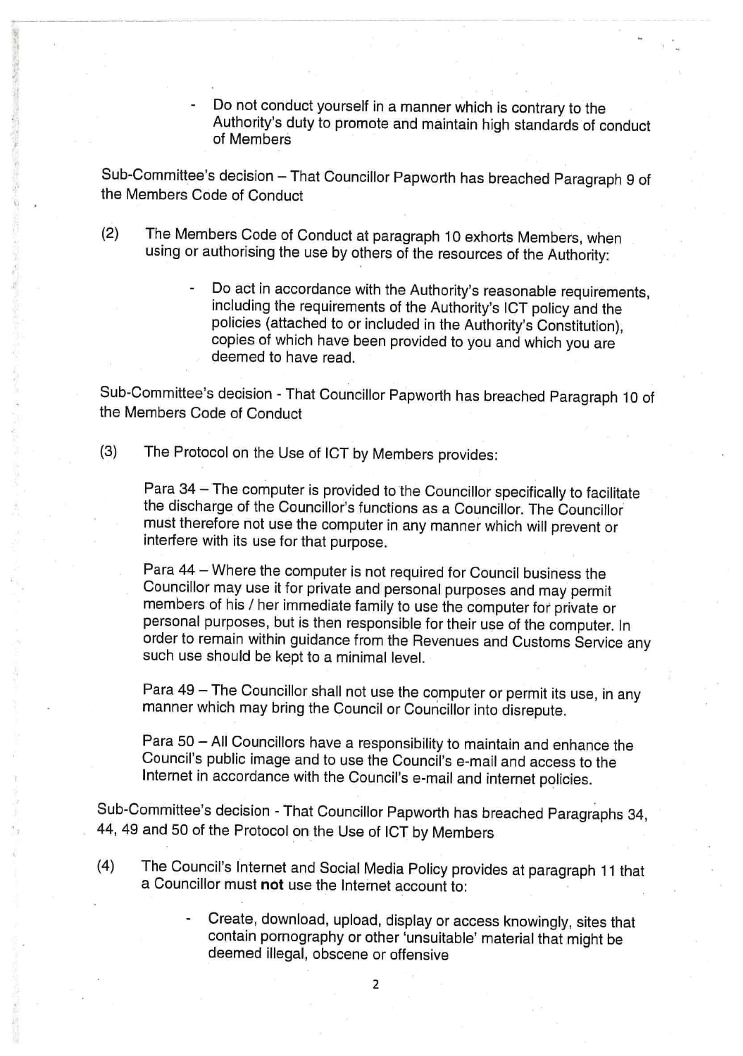- Do not conduct yourself in a manner which is contrary to the Authority's duty to promote and maintain high standards of conduct of Members

Sub-Committee's decision – That Councillor Papworth has breached Paragraph 9 of the Members Code of Conduct

(2) The Members Code of Conduct at paragraph 10 exhorts Members, when using or authorising the use by others of the resources of the Authority:

- Do act in accordance with the Authority's reasonable requirements, including the requirements of the Authority's ICT policy and the policies (attached to or included in the Authority's Constitution), copies of which have been provided to you and which you are deemed to have read.

Sub-Committee's decision - That Councillor Papworth has breached Paragraph 10 of the Members Code of Conduct

(3) The Protocol on the Use of ICT by Members provides:

Para 34 – The computer is provided to the Councillor specifically to facilitate the discharge of the Councillor's functions as a Councillor. The Councillor must therefore not use the computer in any manner which will prevent or interfere with its use for that purpose.

Para 44 – Where the computer is not required for Council business the Councillor may use it for private and personal purposes and may permit members of his / her immediate family to use the computer for private or personal purposes, but is then responsible for their use of the computer. In order to remain within guidance from the Revenues and Customs Service any such use should be kept to a minimal level.

Para 49 – The Councillor shall not use the computer or permit its use, in any manner which may bring the Council or Councillor into disrepute.

Para 50 – All Councillors have a responsibility to maintain and enhance the Council's public image and to use the Council's e-mail and access to the Internet in accordance with the Council's e-mail and internet policies.

Sub-Committee's decision - That Councillor Papworth has breached Paragraphs 34, 44, 49 and 50 of the Protocol on the Use of ICT by Members

(4) The Council's Internet and Social Media Policy provides at paragraph 11 that a Councillor must **not** use the Internet account to:

- Create, download, upload, display or access knowingly, sites that contain pornography or other 'unsuitable' material that might be deemed illegal, obscene or offensive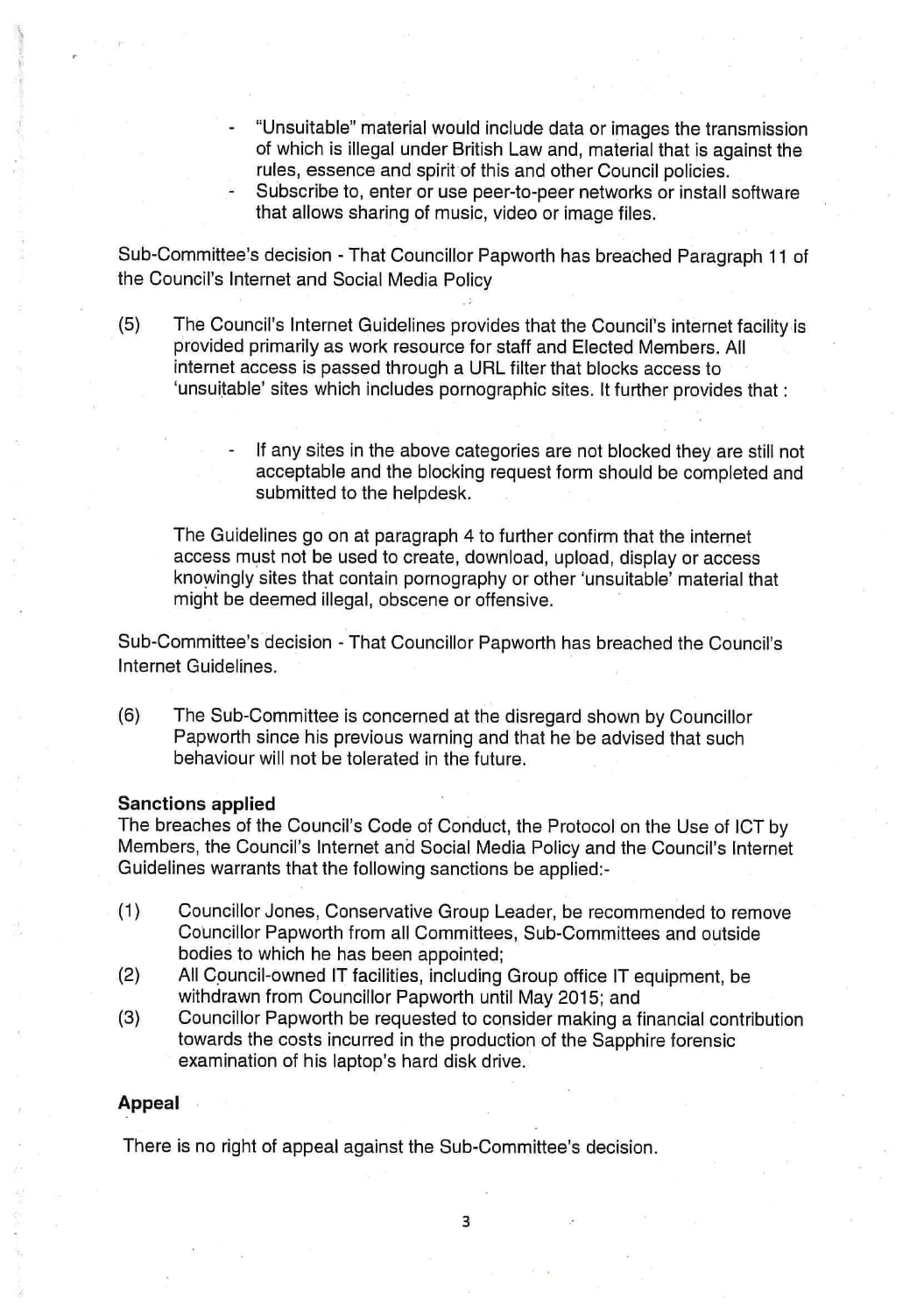- "Unsuitable" material would include data or images the transmission of which is illegal under British Law and, material that is against the rules, essence and spirit of this and other Council policies.
- Subscribe to, enter or use peer-to-peer networks or install software that allows sharing of music, video or image files.

Sub-Committee's decision - That Councillor Papworth has breached Paragraph 11 of the Council's Internet and Social Media Policy

(5) The Council's Internet Guidelines provides that the Council's internet facility is provided primarily as work resource for staff and Elected Members. All internet access is passed through a URL filter that blocks access to 'unsuitable' sites which includes pornographic sites. It further provides that :

- If any sites in the above categories are not blocked they are still not acceptable and the blocking request form should be completed and submitted to the helpdesk.

The Guidelines go on at paragraph 4 to further confirm that the internet access must not be used to create, download, upload, display or access knowingly sites that contain pornography or other 'unsuitable' material that might be deemed illegal, obscene or offensive.

Sub-Committee's decision - That Councillor Papworth has breached the Council's Internet Guidelines.

(6) The Sub-Committee is concerned at the disregard shown by Councillor Papworth since his previous warning and that he be advised that such behaviour will not be tolerated in the future.

**Sanctions applied**

The breaches of the Council's Code of Conduct, the Protocol on the Use of ICT by Members, the Council's Internet and Social Media Policy and the Council's Internet Guidelines warrants that the following sanctions be applied:-

(1) Councillor Jones, Conservative Group Leader, be recommended to remove Councillor Papworth from all Committees, Sub-Committees and outside bodies to which he has been appointed;

(2) All Council-owned IT facilities, including Group office IT equipment, be withdrawn from Councillor Papworth until May 2015; and

(3) Councillor Papworth be requested to consider making a financial contribution towards the costs incurred in the production of the Sapphire forensic examination of his laptop's hard disk drive.

**Appeal**

There is no right of appeal against the Sub-Committee's decision.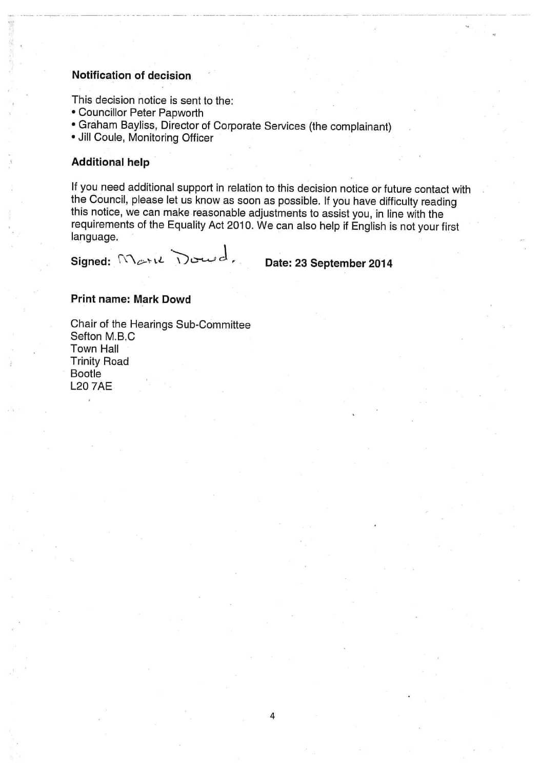**Notification of decision**

This decision notice is sent to the:

- Councillor Peter Papworth
- Graham Bayliss, Director of Corporate Services (the complainant)
- Jill Coule, Monitoring Officer

**Additional help**

If you need additional support in relation to this decision notice or future contact with the Council, please let us know as soon as possible. If you have difficulty reading this notice, we can make reasonable adjustments to assist you, in line with the requirements of the Equality Act 2010. We can also help if English is not your first language.

**Signed:** Mark Dowd. **Date: 23 September 2014**

**Print name: Mark Dowd**

Chair of the Hearings Sub-Committee
Sefton M.B.C
Town Hall
Trinity Road
Bootle
L20 7AE